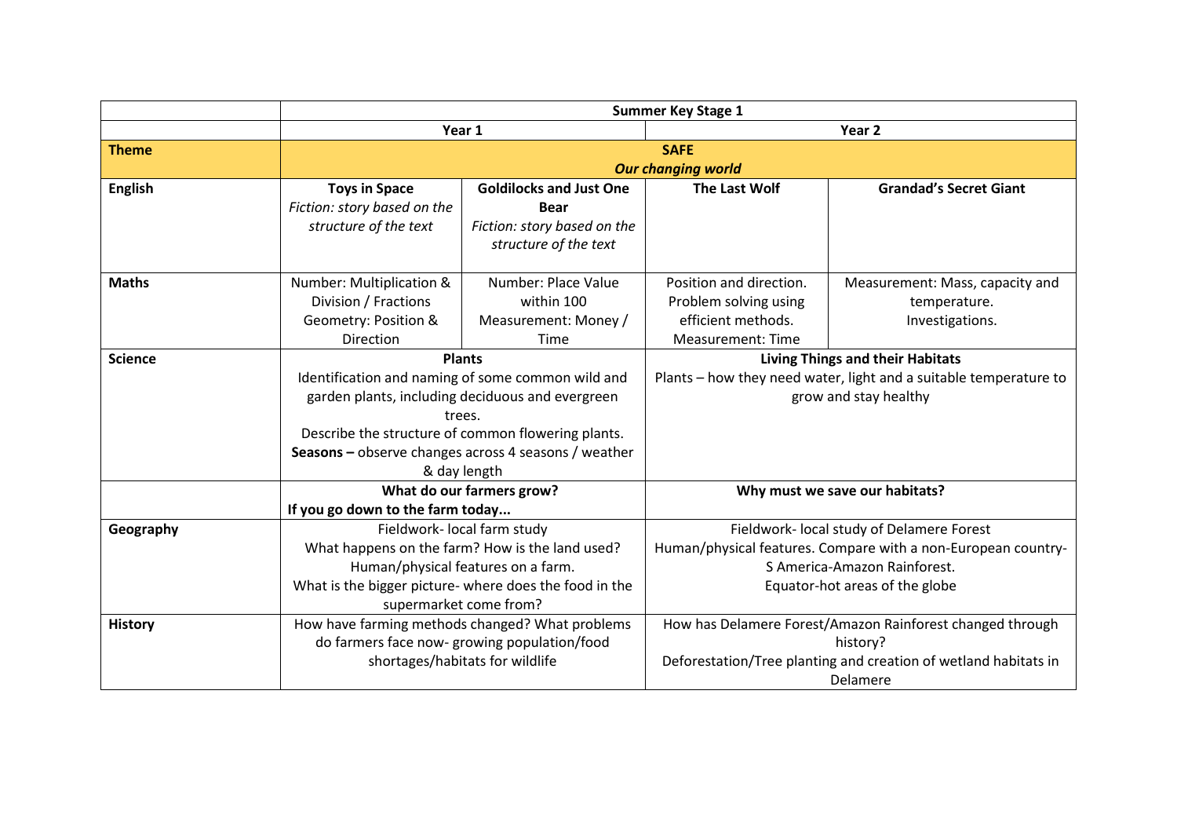| | Summer Key Stage 1 | | | |
|---|---|---|---|---|
| | Year 1 | | Year 2 | |
| **Theme** | **SAFE** *Our changing world* | | | |
| **English** | **Toys in Space** *Fiction: story based on the structure of the text* | **Goldilocks and Just One Bear** *Fiction: story based on the structure of the text* | **The Last Wolf** | **Grandad's Secret Giant** |
| **Maths** | Number: Multiplication & Division / Fractions Geometry: Position & Direction | Number: Place Value within 100 Measurement: Money / Time | Position and direction. Problem solving using efficient methods. Measurement: Time | Measurement: Mass, capacity and temperature. Investigations. |
| **Science** | **Plants** Identification and naming of some common wild and garden plants, including deciduous and evergreen trees. Describe the structure of common flowering plants. **Seasons –** observe changes across 4 seasons / weather & day length | | **Living Things and their Habitats** Plants – how they need water, light and a suitable temperature to grow and stay healthy | |
| | **What do our farmers grow?** **If you go down to the farm today...** | | **Why must we save our habitats?** | |
| **Geography** | Fieldwork- local farm study What happens on the farm? How is the land used? Human/physical features on a farm. What is the bigger picture- where does the food in the supermarket come from? | | Fieldwork- local study of Delamere Forest Human/physical features. Compare with a non-European country- S America-Amazon Rainforest. Equator-hot areas of the globe | |
| **History** | How have farming methods changed? What problems do farmers face now- growing population/food shortages/habitats for wildlife | | How has Delamere Forest/Amazon Rainforest changed through history? Deforestation/Tree planting and creation of wetland habitats in Delamere | |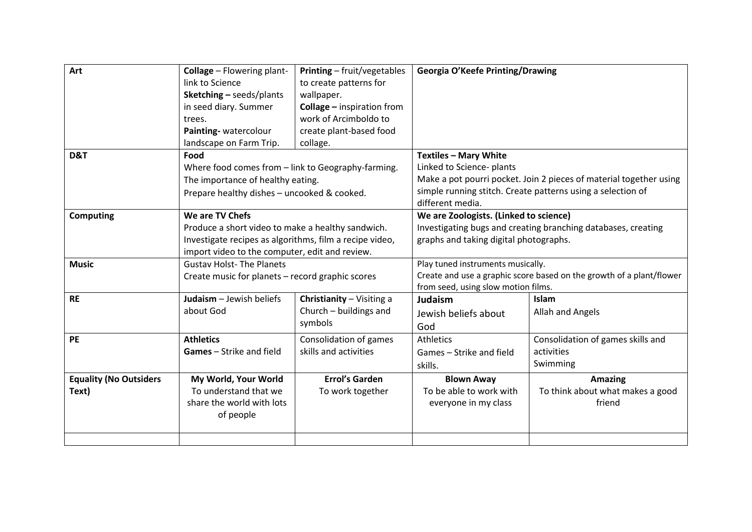| Art | **Collage** – Flowering plant-link to Science<br>**Sketching –** seeds/plants in seed diary. Summer trees.<br>**Painting-** watercolour landscape on Farm Trip. | **Printing** – fruit/vegetables to create patterns for wallpaper.<br>**Collage –** inspiration from work of Arcimboldo to create plant-based food collage. | **Georgia O'Keefe Printing/Drawing** | |
|---|---|---|---|---|
| **D&T** | **Food**<br>Where food comes from – link to Geography-farming.<br>The importance of healthy eating.<br>Prepare healthy dishes – uncooked & cooked. | | **Textiles – Mary White**<br>Linked to Science- plants<br>Make a pot pourri pocket. Join 2 pieces of material together using simple running stitch. Create patterns using a selection of different media. | |
| **Computing** | **We are TV Chefs**<br>Produce a short video to make a healthy sandwich.<br>Investigate recipes as algorithms, film a recipe video, import video to the computer, edit and review. | | **We are Zoologists. (Linked to science)**<br>Investigating bugs and creating branching databases, creating graphs and taking digital photographs. | |
| **Music** | Gustav Holst- The Planets<br>Create music for planets – record graphic scores | | Play tuned instruments musically.<br>Create and use a graphic score based on the growth of a plant/flower from seed, using slow motion films. | |
| **RE** | **Judaism** – Jewish beliefs about God | **Christianity** – Visiting a Church – buildings and symbols | **Judaism**<br>Jewish beliefs about God | **Islam**<br>Allah and Angels |
| **PE** | **Athletics**<br>**Games** – Strike and field | Consolidation of games skills and activities | Athletics<br>Games – Strike and field skills. | Consolidation of games skills and activities<br>Swimming |
| **Equality (No Outsiders Text)** | **My World, Your World**<br>To understand that we share the world with lots of people | **Errol's Garden**<br>To work together | **Blown Away**<br>To be able to work with everyone in my class | **Amazing**<br>To think about what makes a good friend |
| | | | | |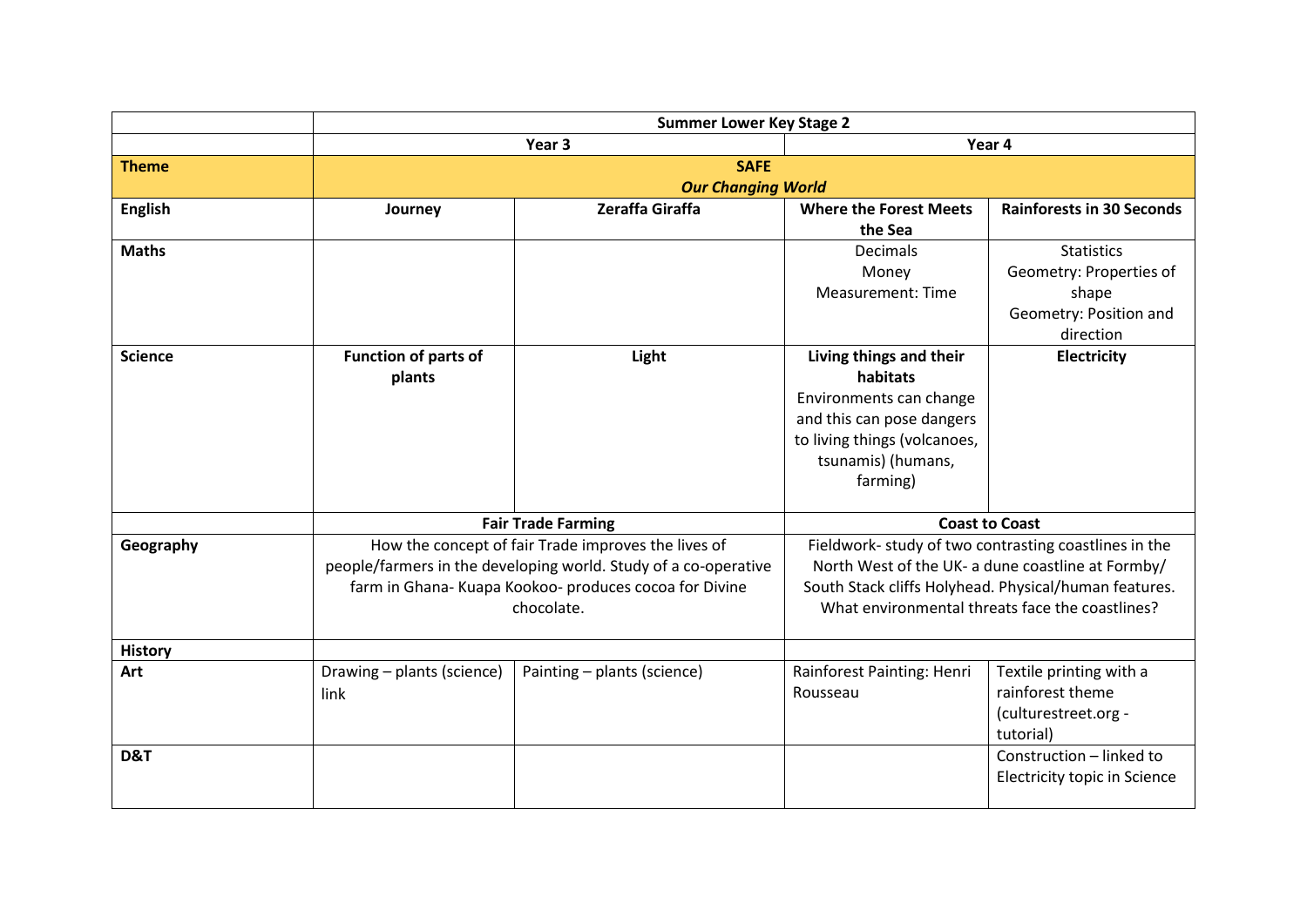| | Summer Lower Key Stage 2 | | | |
|---|---|---|---|---|
| | Year 3 | | Year 4 | |
| **Theme** | **SAFE** ***Our Changing World*** | | | |
| **English** | **Journey** | **Zeraffa Giraffa** | **Where the Forest Meets the Sea** | **Rainforests in 30 Seconds** |
| **Maths** | | | Decimals<br>Money<br>Measurement: Time | Statistics<br>Geometry: Properties of shape<br>Geometry: Position and direction |
| **Science** | **Function of parts of plants** | **Light** | **Living things and their habitats**<br>Environments can change and this can pose dangers to living things (volcanoes, tsunamis) (humans, farming) | **Electricity** |
| | **Fair Trade Farming** | | **Coast to Coast** | |
| **Geography** | How the concept of fair Trade improves the lives of people/farmers in the developing world. Study of a co-operative farm in Ghana- Kuapa Kookoo- produces cocoa for Divine chocolate. | | Fieldwork- study of two contrasting coastlines in the North West of the UK- a dune coastline at Formby/ South Stack cliffs Holyhead. Physical/human features. What environmental threats face the coastlines? | |
| **History** | | | | |
| **Art** | Drawing – plants (science) link | Painting – plants (science) | Rainforest Painting: Henri Rousseau | Textile printing with a rainforest theme (culturestreet.org - tutorial) |
| **D&T** | | | | Construction – linked to Electricity topic in Science |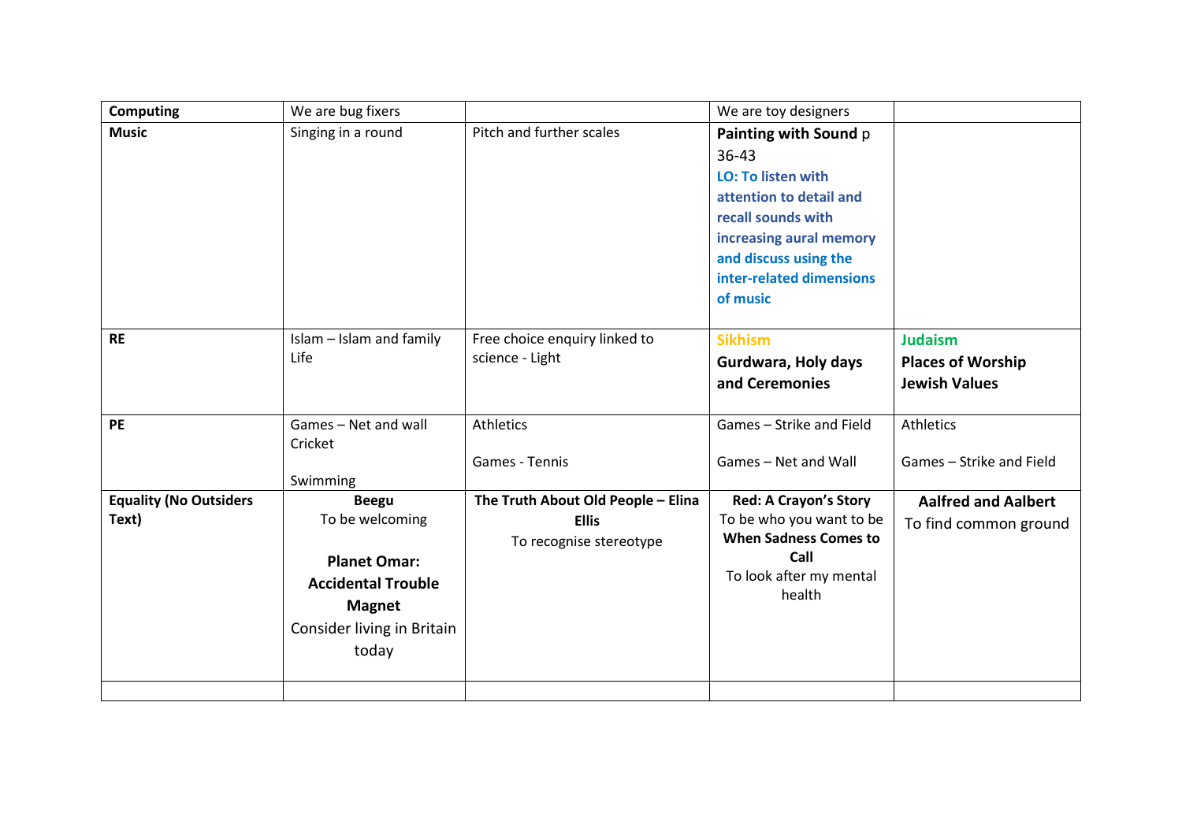| **Computing** | We are bug fixers | | We are toy designers | |
|---|---|---|---|---|
| **Music** | Singing in a round | Pitch and further scales | **Painting with Sound** p 36-43 **LO: To listen with attention to detail and recall sounds with increasing aural memory and discuss using the inter-related dimensions of music** | |
| **RE** | Islam – Islam and family Life | Free choice enquiry linked to science - Light | **Sikhism** **Gurdwara, Holy days and Ceremonies** | **Judaism** **Places of Worship Jewish Values** |
| **PE** | Games – Net and wall Cricket Swimming | Athletics Games - Tennis | Games – Strike and Field Games – Net and Wall | Athletics Games – Strike and Field |
| **Equality (No Outsiders Text)** | **Beegu** To be welcoming **Planet Omar: Accidental Trouble Magnet** Consider living in Britain today | **The Truth About Old People – Elina Ellis** To recognise stereotype | **Red: A Crayon's Story** To be who you want to be **When Sadness Comes to Call** To look after my mental health | **Aalfred and Aalbert** To find common ground |
| | | | | |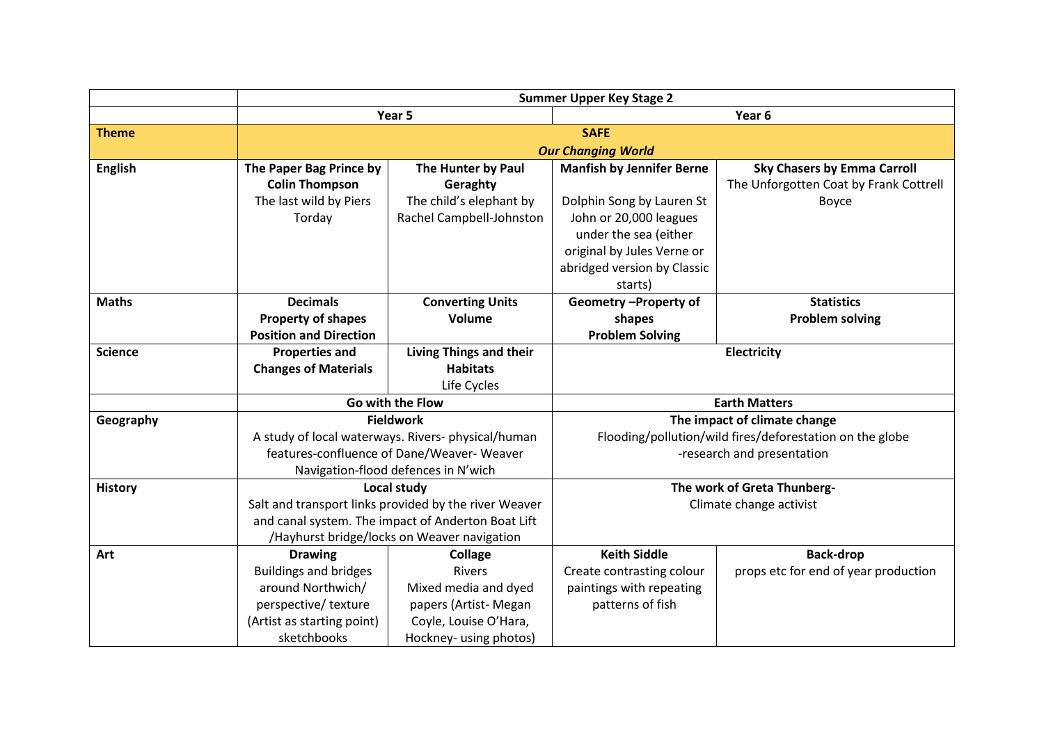| | Summer Upper Key Stage 2 | | | |
|---|---|---|---|---|
| | Year 5 | | Year 6 | |
| **Theme** | **SAFE** ***Our Changing World*** | | | |
| **English** | **The Paper Bag Prince by Colin Thompson** The last wild by Piers Torday | **The Hunter by Paul Geraghty** The child's elephant by Rachel Campbell-Johnston | **Manfish by Jennifer Berne** Dolphin Song by Lauren St John or 20,000 leagues under the sea (either original by Jules Verne or abridged version by Classic starts) | **Sky Chasers by Emma Carroll** The Unforgotten Coat by Frank Cottrell Boyce |
| **Maths** | **Decimals** **Property of shapes** **Position and Direction** | **Converting Units** **Volume** | **Geometry –Property of shapes** **Problem Solving** | **Statistics** **Problem solving** |
| **Science** | **Properties and Changes of Materials** | **Living Things and their Habitats** Life Cycles | **Electricity** | |
| | **Go with the Flow** | | **Earth Matters** | |
| **Geography** | **Fieldwork** A study of local waterways. Rivers- physical/human features-confluence of Dane/Weaver- Weaver Navigation-flood defences in N'wich | | **The impact of climate change** Flooding/pollution/wild fires/deforestation on the globe -research and presentation | |
| **History** | **Local study** Salt and transport links provided by the river Weaver and canal system. The impact of Anderton Boat Lift /Hayhurst bridge/locks on Weaver navigation | | **The work of Greta Thunberg-** Climate change activist | |
| **Art** | **Drawing** Buildings and bridges around Northwich/ perspective/ texture (Artist as starting point) sketchbooks | **Collage** Rivers Mixed media and dyed papers (Artist- Megan Coyle, Louise O'Hara, Hockney- using photos) | **Keith Siddle** Create contrasting colour paintings with repeating patterns of fish | **Back-drop** props etc for end of year production |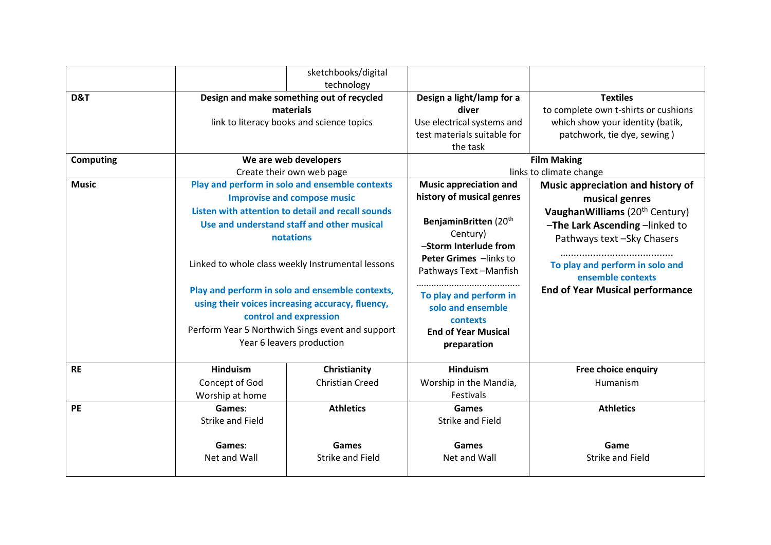| | | | | |
|---|---|---|---|---|
| | | sketchbooks/digital technology | | |
| **D&T** | **Design and make something out of recycled materials** link to literacy books and science topics | | **Design a light/lamp for a diver** Use electrical systems and test materials suitable for the task | **Textiles** to complete own t-shirts or cushions which show your identity (batik, patchwork, tie dye, sewing ) |
| **Computing** | **We are web developers** Create their own web page | | **Film Making** links to climate change | |
| **Music** | **Play and perform in solo and ensemble contexts** **Improvise and compose music** **Listen with attention to detail and recall sounds** **Use and understand staff and other musical notations** Linked to whole class weekly Instrumental lessons **Play and perform in solo and ensemble contexts, using their voices increasing accuracy, fluency, control and expression** Perform Year 5 Northwich Sings event and support Year 6 leavers production | | **Music appreciation and history of musical genres** **BenjaminBritten** (20th Century) –**Storm Interlude from Peter Grimes** –links to Pathways Text –Manfish ……………………………… **To play and perform in solo and ensemble contexts** **End of Year Musical preparation** | **Music appreciation and history of musical genres** **VaughanWilliams** (20th Century) –**The Lark Ascending** –linked to Pathways text –Sky Chasers ……………………………… **To play and perform in solo and ensemble contexts** **End of Year Musical performance** |
| **RE** | **Hinduism** Concept of God Worship at home | **Christianity** Christian Creed | **Hinduism** Worship in the Mandia, Festivals | **Free choice enquiry** Humanism |
| **PE** | **Games**: Strike and Field **Games**: Net and Wall | **Athletics** **Games** Strike and Field | **Games** Strike and Field **Games** Net and Wall | **Athletics** **Game** Strike and Field |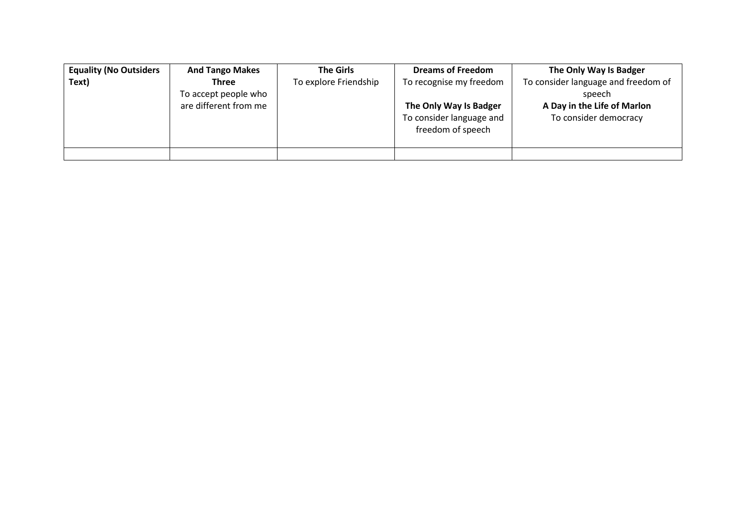| | | | | |
|---|---|---|---|---|
| **Equality (No Outsiders Text)** | **And Tango Makes Three**<br>To accept people who are different from me | **The Girls**<br>To explore Friendship | **Dreams of Freedom**<br>To recognise my freedom<br><br>**The Only Way Is Badger**<br>To consider language and freedom of speech | **The Only Way Is Badger**<br>To consider language and freedom of speech<br>**A Day in the Life of Marlon**<br>To consider democracy |
| | | | | |